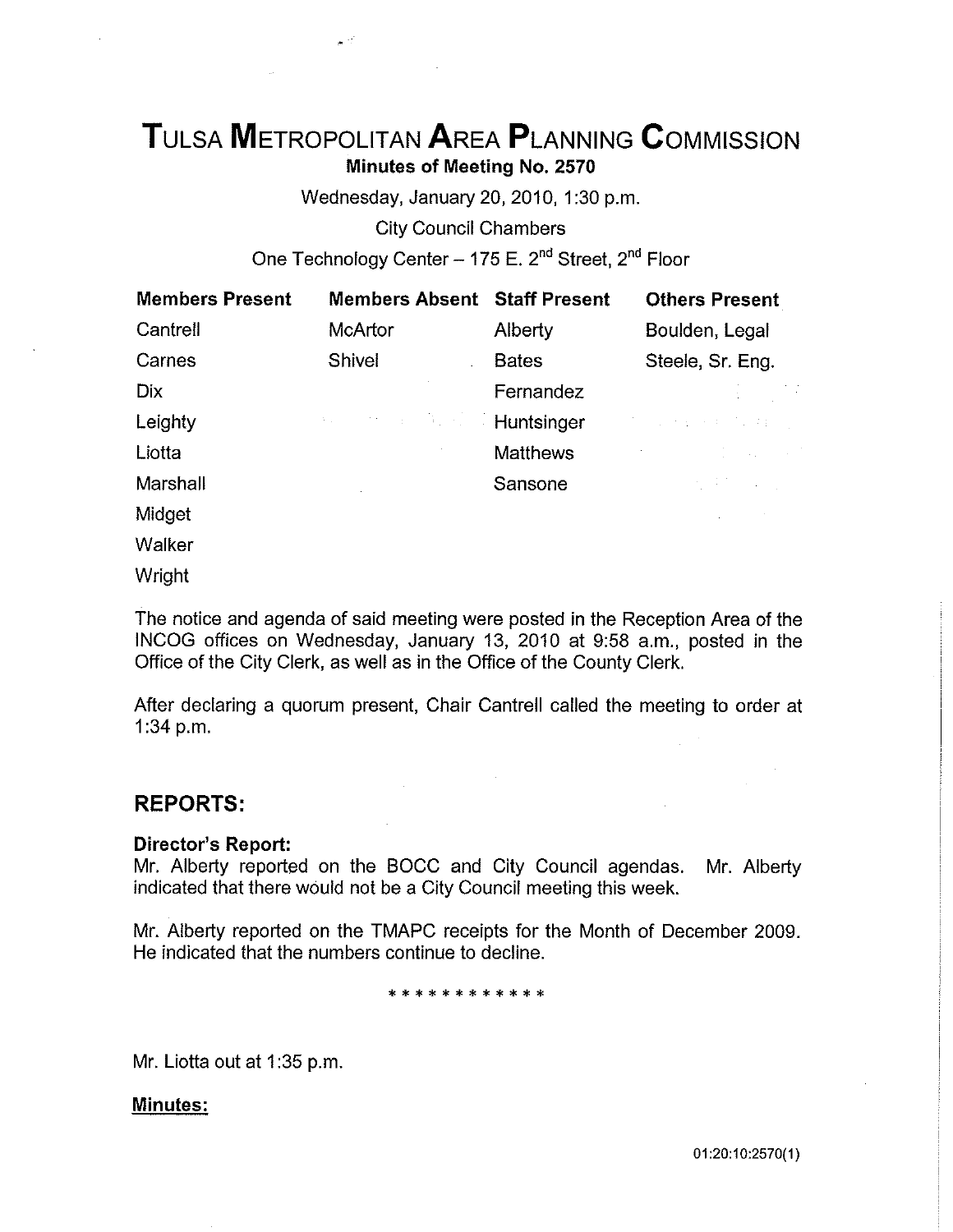# TULSA METROPOLITAN AREA PLANNING COMMISSION

**Minutes of Meeting No. 2570**

Wednesday, January 20, 2010, 1:30 p.m.

City Council Chambers

One Technology Center – 175 E. 2nd Street, 2nd Floor

| Members Present | Members Absent | Staff Present | Others Present |
|---|---|---|---|
| Cantrell | McArtor | Alberty | Boulden, Legal |
| Carnes | Shivel | Bates | Steele, Sr. Eng. |
| Dix | | Fernandez | |
| Leighty | | Huntsinger | |
| Liotta | | Matthews | |
| Marshall | | Sansone | |
| Midget | | | |
| Walker | | | |
| Wright | | | |

The notice and agenda of said meeting were posted in the Reception Area of the INCOG offices on Wednesday, January 13, 2010 at 9:58 a.m., posted in the Office of the City Clerk, as well as in the Office of the County Clerk.

After declaring a quorum present, Chair Cantrell called the meeting to order at 1:34 p.m.

## REPORTS:

**Director's Report:**

Mr. Alberty reported on the BOCC and City Council agendas. Mr. Alberty indicated that there would not be a City Council meeting this week.

Mr. Alberty reported on the TMAPC receipts for the Month of December 2009. He indicated that the numbers continue to decline.

* * * * * * * * * * * *

Mr. Liotta out at 1:35 p.m.

**Minutes:**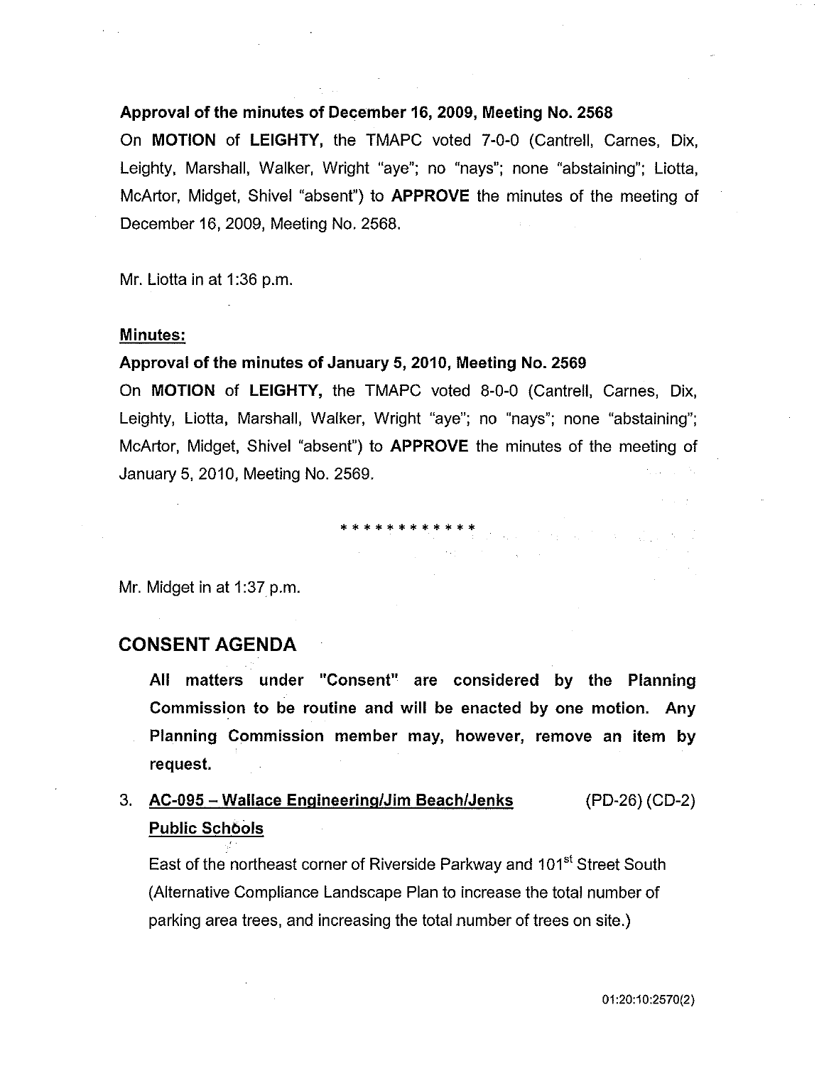**Approval of the minutes of December 16, 2009, Meeting No. 2568**

On **MOTION** of **LEIGHTY,** the TMAPC voted 7-0-0 (Cantrell, Carnes, Dix, Leighty, Marshall, Walker, Wright "aye"; no "nays"; none "abstaining"; Liotta, McArtor, Midget, Shivel "absent") to **APPROVE** the minutes of the meeting of December 16, 2009, Meeting No. 2568.

Mr. Liotta in at 1:36 p.m.

**Minutes:**

**Approval of the minutes of January 5, 2010, Meeting No. 2569**

On **MOTION** of **LEIGHTY,** the TMAPC voted 8-0-0 (Cantrell, Carnes, Dix, Leighty, Liotta, Marshall, Walker, Wright "aye"; no "nays"; none "abstaining"; McArtor, Midget, Shivel "absent") to **APPROVE** the minutes of the meeting of January 5, 2010, Meeting No. 2569.

\* \* \* \* \* \* \* \* \* \* \* \*

Mr. Midget in at 1:37 p.m.

## CONSENT AGENDA

**All matters under "Consent" are considered by the Planning Commission to be routine and will be enacted by one motion. Any Planning Commission member may, however, remove an item by request.**

3. **AC-095 – Wallace Engineering/Jim Beach/Jenks Public Schools** (PD-26) (CD-2)

   East of the northeast corner of Riverside Parkway and 101st Street South (Alternative Compliance Landscape Plan to increase the total number of parking area trees, and increasing the total number of trees on site.)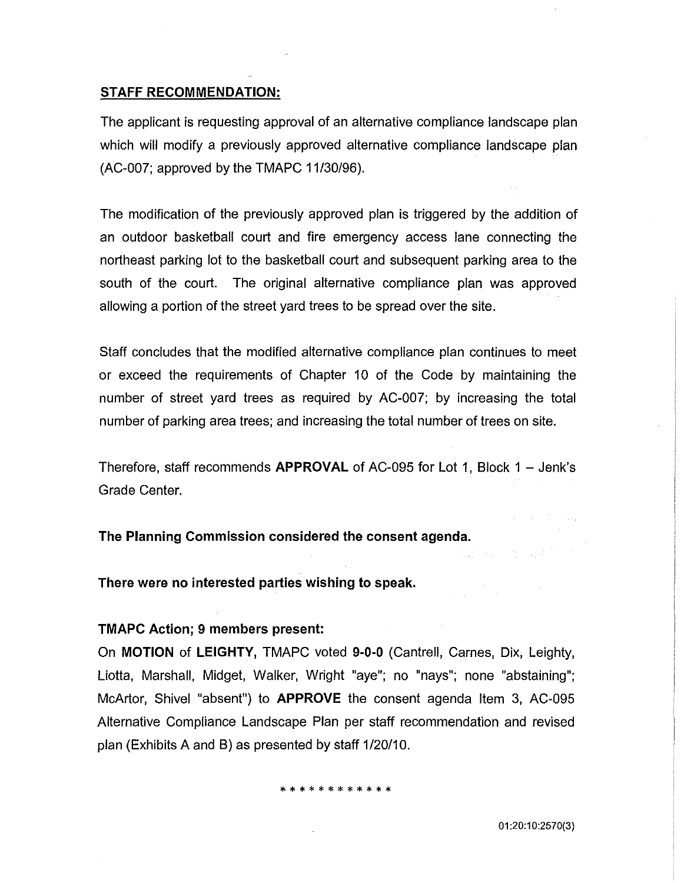**STAFF RECOMMENDATION:**

The applicant is requesting approval of an alternative compliance landscape plan which will modify a previously approved alternative compliance landscape plan (AC-007; approved by the TMAPC 11/30/96).

The modification of the previously approved plan is triggered by the addition of an outdoor basketball court and fire emergency access lane connecting the northeast parking lot to the basketball court and subsequent parking area to the south of the court. The original alternative compliance plan was approved allowing a portion of the street yard trees to be spread over the site.

Staff concludes that the modified alternative compliance plan continues to meet or exceed the requirements of Chapter 10 of the Code by maintaining the number of street yard trees as required by AC-007; by increasing the total number of parking area trees; and increasing the total number of trees on site.

Therefore, staff recommends **APPROVAL** of AC-095 for Lot 1, Block 1 – Jenk's Grade Center.

**The Planning Commission considered the consent agenda.**

**There were no interested parties wishing to speak.**

**TMAPC Action; 9 members present:**

On **MOTION** of **LEIGHTY,** TMAPC voted **9-0-0** (Cantrell, Carnes, Dix, Leighty, Liotta, Marshall, Midget, Walker, Wright "aye"; no "nays"; none "abstaining"; McArtor, Shivel "absent") to **APPROVE** the consent agenda Item 3, AC-095 Alternative Compliance Landscape Plan per staff recommendation and revised plan (Exhibits A and B) as presented by staff 1/20/10.

\* \* \* \* \* \* \* \* \* \* \* \*

01:20:10:2570(3)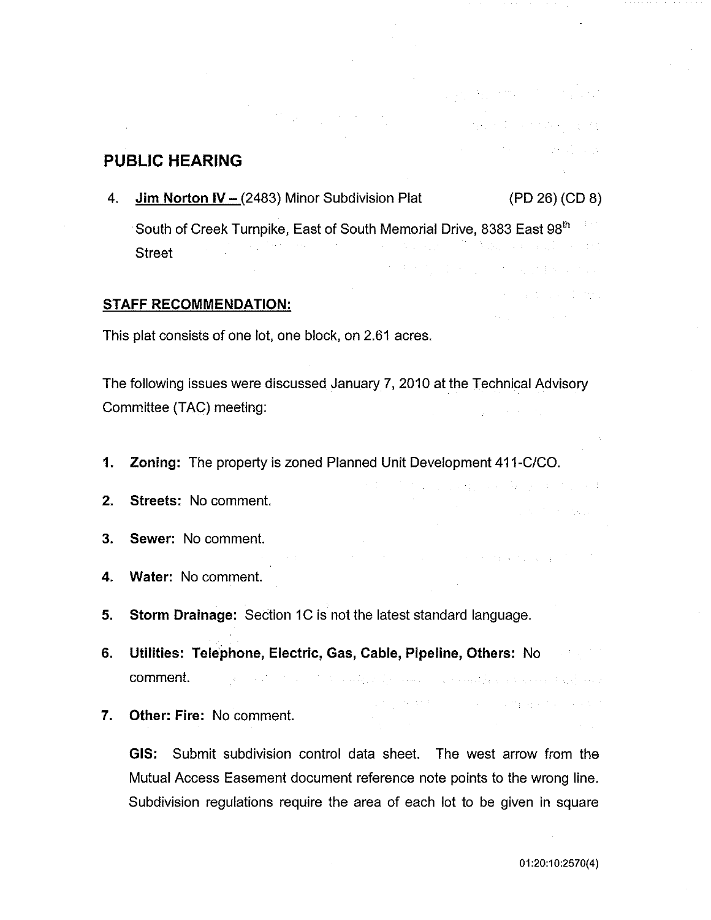## PUBLIC HEARING

4. **Jim Norton IV –** (2483) Minor Subdivision Plat (PD 26) (CD 8)

   South of Creek Turnpike, East of South Memorial Drive, 8383 East 98th Street

**STAFF RECOMMENDATION:**

This plat consists of one lot, one block, on 2.61 acres.

The following issues were discussed January 7, 2010 at the Technical Advisory Committee (TAC) meeting:

1. **Zoning:** The property is zoned Planned Unit Development 411-C/CO.
2. **Streets:** No comment.
3. **Sewer:** No comment.
4. **Water:** No comment.
5. **Storm Drainage:** Section 1C is not the latest standard language.
6. **Utilities: Telephone, Electric, Gas, Cable, Pipeline, Others:** No comment.
7. **Other: Fire:** No comment.

   **GIS:** Submit subdivision control data sheet. The west arrow from the Mutual Access Easement document reference note points to the wrong line. Subdivision regulations require the area of each lot to be given in square

01:20:10:2570(4)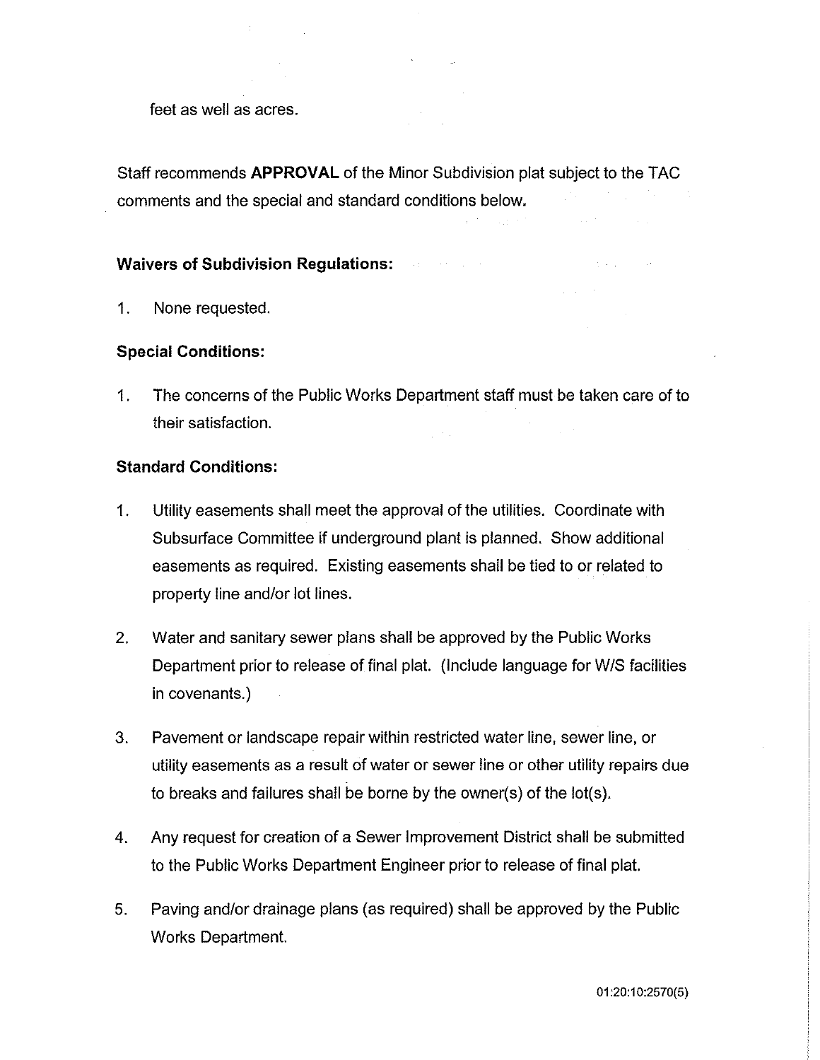feet as well as acres.

Staff recommends **APPROVAL** of the Minor Subdivision plat subject to the TAC comments and the special and standard conditions below.

**Waivers of Subdivision Regulations:**

1. None requested.

**Special Conditions:**

1. The concerns of the Public Works Department staff must be taken care of to their satisfaction.

**Standard Conditions:**

1. Utility easements shall meet the approval of the utilities. Coordinate with Subsurface Committee if underground plant is planned. Show additional easements as required. Existing easements shall be tied to or related to property line and/or lot lines.

2. Water and sanitary sewer plans shall be approved by the Public Works Department prior to release of final plat. (Include language for W/S facilities in covenants.)

3. Pavement or landscape repair within restricted water line, sewer line, or utility easements as a result of water or sewer line or other utility repairs due to breaks and failures shall be borne by the owner(s) of the lot(s).

4. Any request for creation of a Sewer Improvement District shall be submitted to the Public Works Department Engineer prior to release of final plat.

5. Paving and/or drainage plans (as required) shall be approved by the Public Works Department.

01:20:10:2570(5)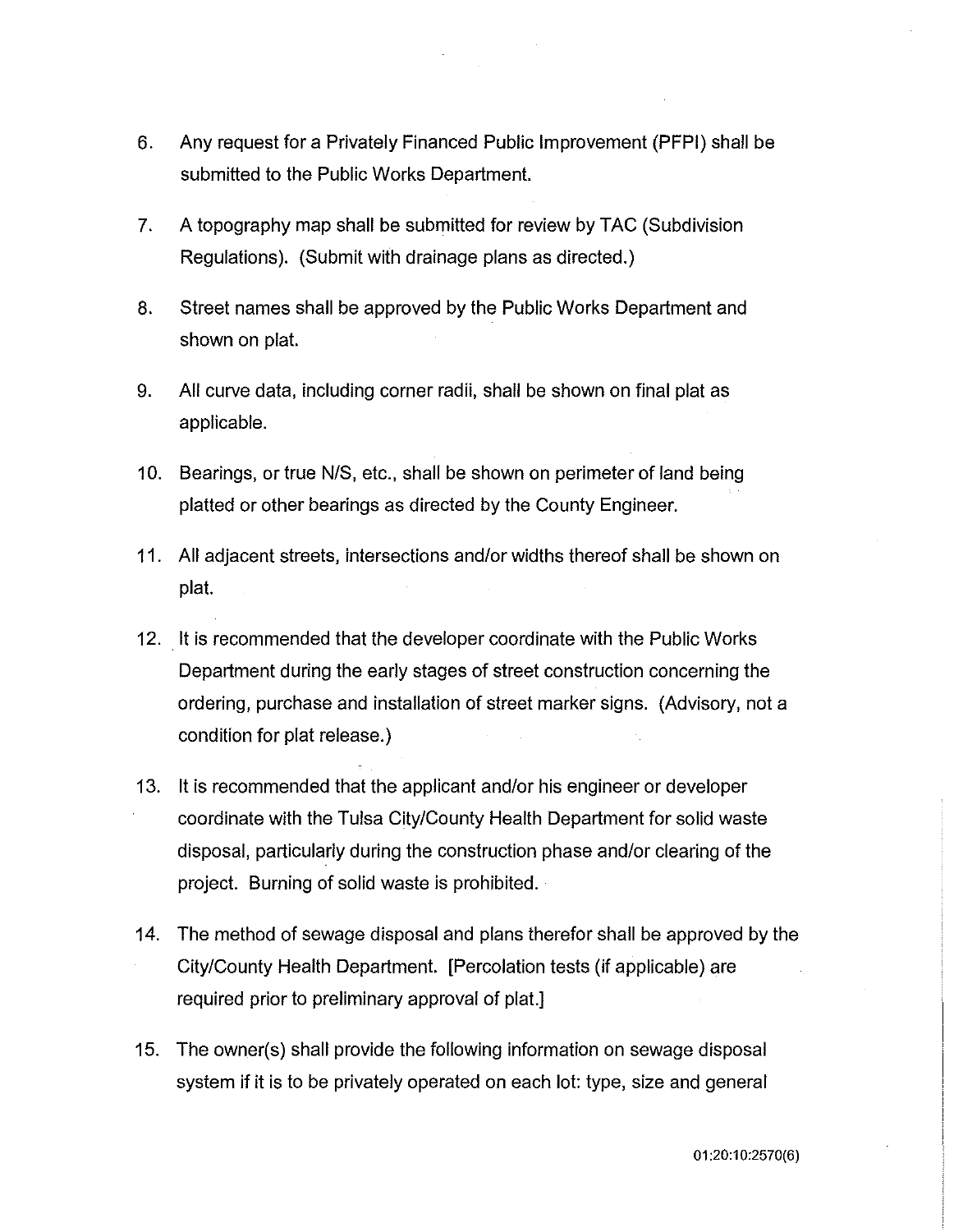6. Any request for a Privately Financed Public Improvement (PFPI) shall be submitted to the Public Works Department.

7. A topography map shall be submitted for review by TAC (Subdivision Regulations). (Submit with drainage plans as directed.)

8. Street names shall be approved by the Public Works Department and shown on plat.

9. All curve data, including corner radii, shall be shown on final plat as applicable.

10. Bearings, or true N/S, etc., shall be shown on perimeter of land being platted or other bearings as directed by the County Engineer.

11. All adjacent streets, intersections and/or widths thereof shall be shown on plat.

12. It is recommended that the developer coordinate with the Public Works Department during the early stages of street construction concerning the ordering, purchase and installation of street marker signs. (Advisory, not a condition for plat release.)

13. It is recommended that the applicant and/or his engineer or developer coordinate with the Tulsa City/County Health Department for solid waste disposal, particularly during the construction phase and/or clearing of the project. Burning of solid waste is prohibited.

14. The method of sewage disposal and plans therefor shall be approved by the City/County Health Department. [Percolation tests (if applicable) are required prior to preliminary approval of plat.]

15. The owner(s) shall provide the following information on sewage disposal system if it is to be privately operated on each lot: type, size and general

01:20:10:2570(6)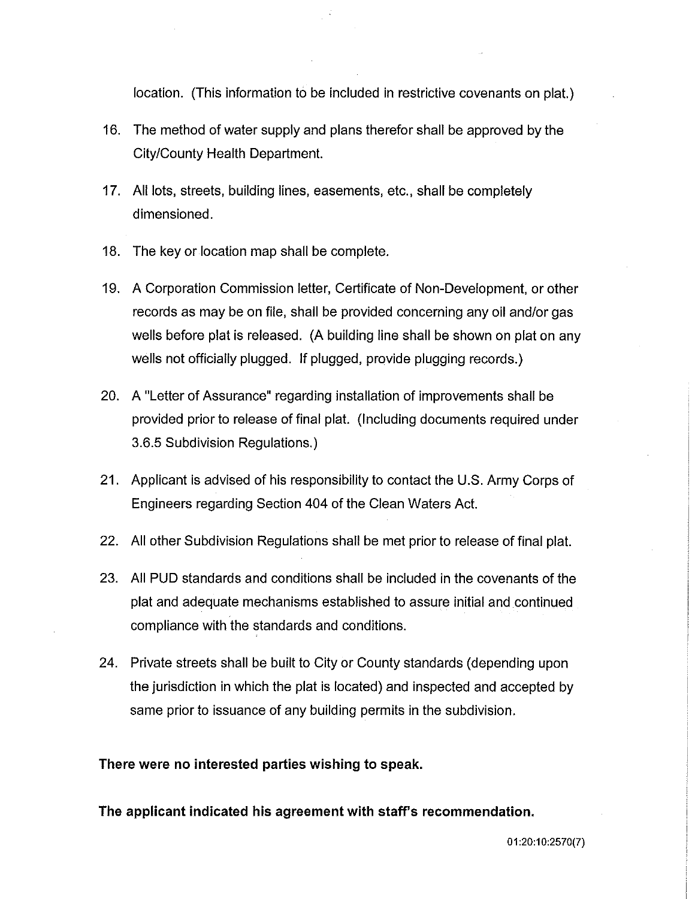location. (This information to be included in restrictive covenants on plat.)

16. The method of water supply and plans therefor shall be approved by the City/County Health Department.

17. All lots, streets, building lines, easements, etc., shall be completely dimensioned.

18. The key or location map shall be complete.

19. A Corporation Commission letter, Certificate of Non-Development, or other records as may be on file, shall be provided concerning any oil and/or gas wells before plat is released. (A building line shall be shown on plat on any wells not officially plugged. If plugged, provide plugging records.)

20. A "Letter of Assurance" regarding installation of improvements shall be provided prior to release of final plat. (Including documents required under 3.6.5 Subdivision Regulations.)

21. Applicant is advised of his responsibility to contact the U.S. Army Corps of Engineers regarding Section 404 of the Clean Waters Act.

22. All other Subdivision Regulations shall be met prior to release of final plat.

23. All PUD standards and conditions shall be included in the covenants of the plat and adequate mechanisms established to assure initial and continued compliance with the standards and conditions.

24. Private streets shall be built to City or County standards (depending upon the jurisdiction in which the plat is located) and inspected and accepted by same prior to issuance of any building permits in the subdivision.

**There were no interested parties wishing to speak.**

**The applicant indicated his agreement with staff's recommendation.**

01:20:10:2570(7)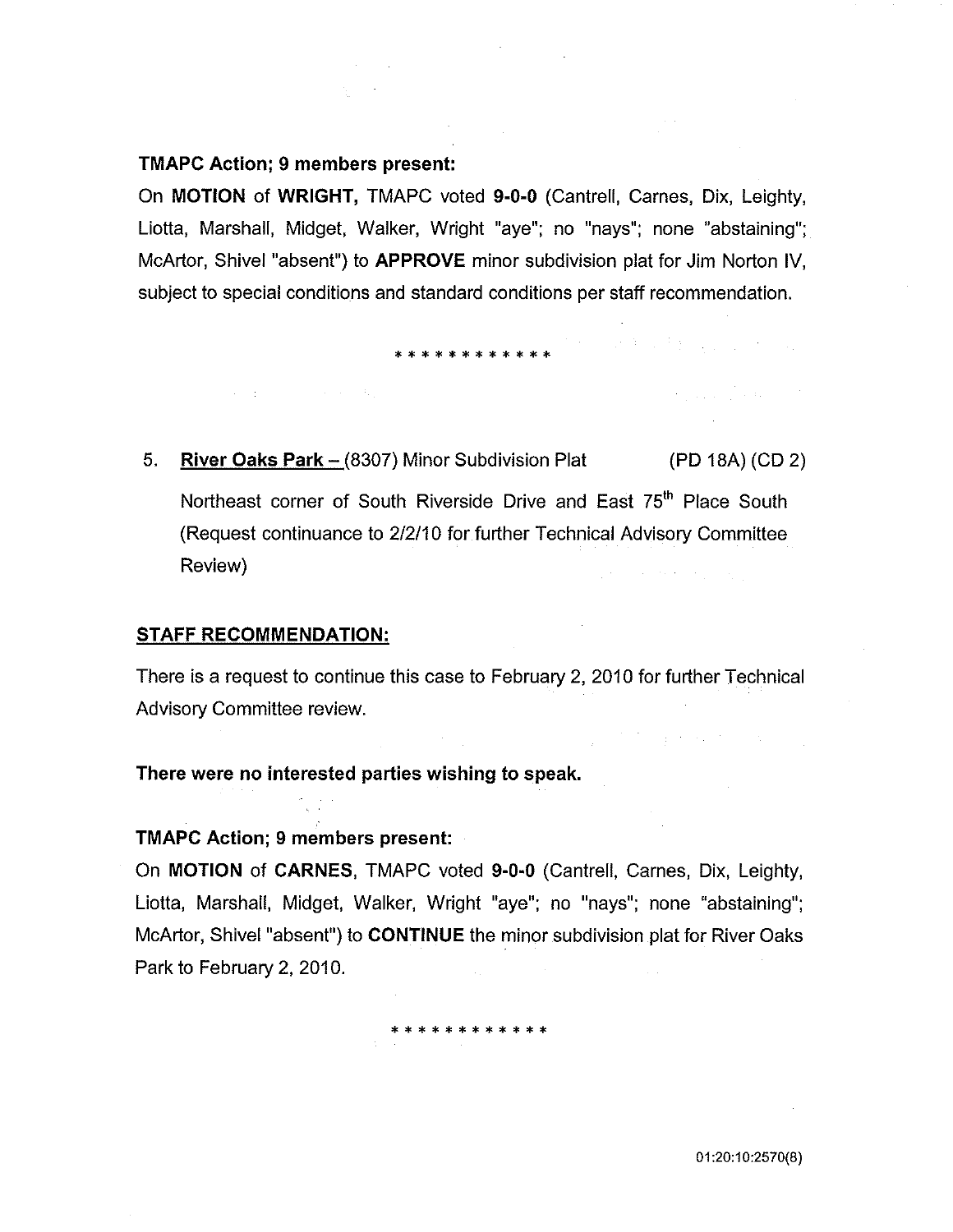**TMAPC Action; 9 members present:**

On **MOTION** of **WRIGHT,** TMAPC voted **9-0-0** (Cantrell, Carnes, Dix, Leighty, Liotta, Marshall, Midget, Walker, Wright "aye"; no "nays"; none "abstaining"; McArtor, Shivel "absent") to **APPROVE** minor subdivision plat for Jim Norton IV, subject to special conditions and standard conditions per staff recommendation.

* * * * * * * * * * * *

5. **River Oaks Park –** (8307) Minor Subdivision Plat (PD 18A) (CD 2)

   Northeast corner of South Riverside Drive and East 75th Place South (Request continuance to 2/2/10 for further Technical Advisory Committee Review)

**STAFF RECOMMENDATION:**

There is a request to continue this case to February 2, 2010 for further Technical Advisory Committee review.

**There were no interested parties wishing to speak.**

**TMAPC Action; 9 members present:**

On **MOTION** of **CARNES,** TMAPC voted **9-0-0** (Cantrell, Carnes, Dix, Leighty, Liotta, Marshall, Midget, Walker, Wright "aye"; no "nays"; none "abstaining"; McArtor, Shivel "absent") to **CONTINUE** the minor subdivision plat for River Oaks Park to February 2, 2010.

* * * * * * * * * * * *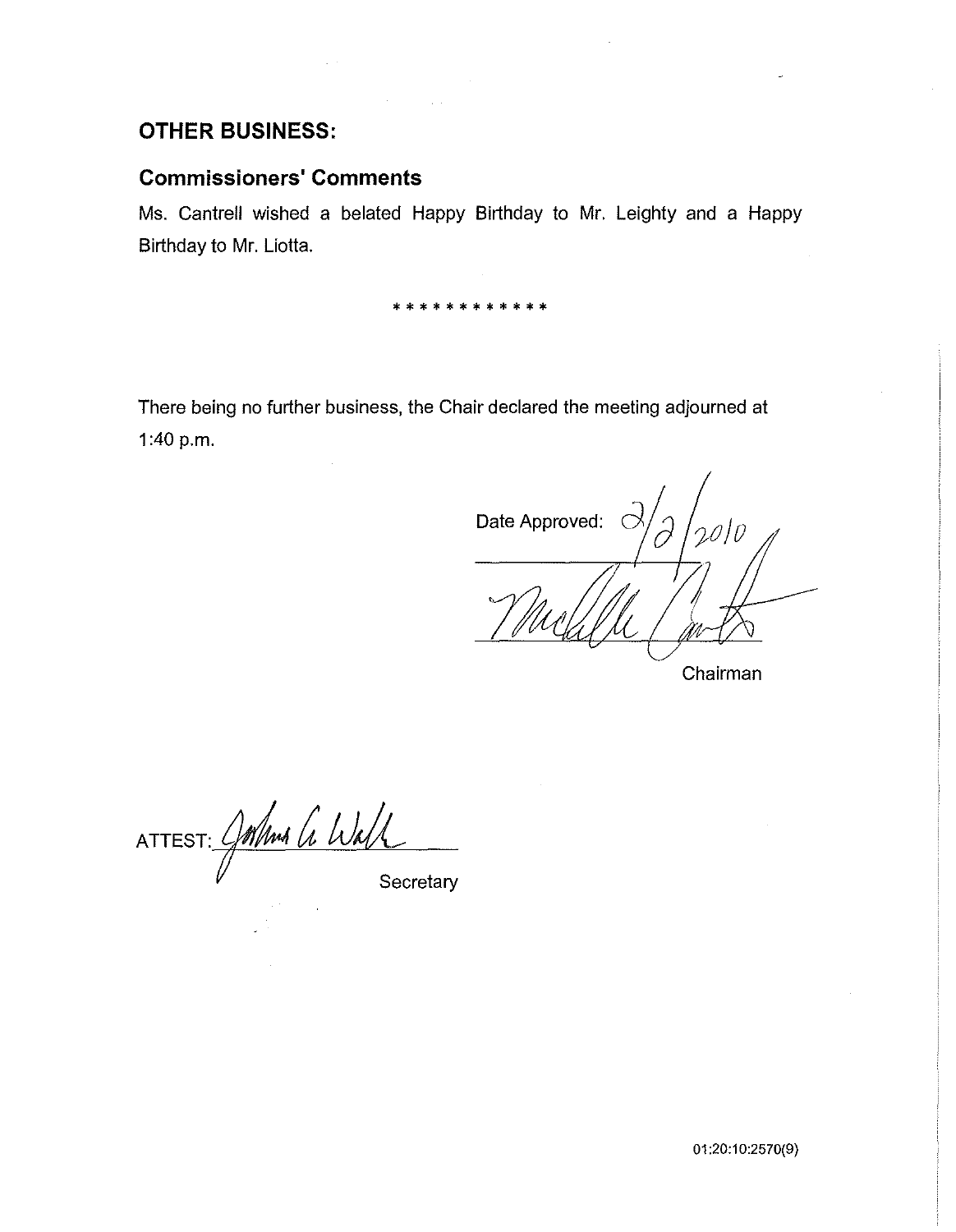## OTHER BUSINESS:

### Commissioners' Comments

Ms. Cantrell wished a belated Happy Birthday to Mr. Leighty and a Happy Birthday to Mr. Liotta.

\* \* \* \* \* \* \* \* \* \* \* \*

There being no further business, the Chair declared the meeting adjourned at 1:40 p.m.

Date Approved: 2/2/2010

Chairman

ATTEST:

Secretary

01:20:10:2570(9)